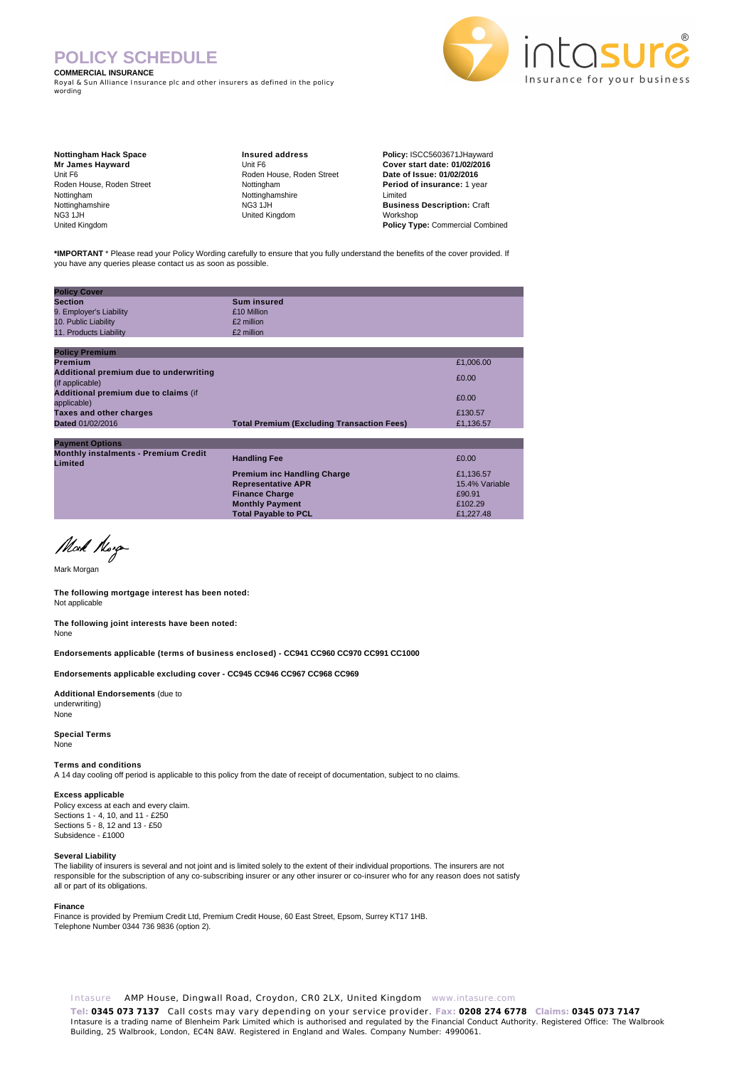# POLICY SCHEDULE

**COMMERCIAL INSURANCE**

Royal & Sun Alliance Insurance plc and other insurers as defined in the policy wording

intasure® Insurance for your business

**Nottingham Hack Space**
**Mr James Hayward**
Unit F6
Roden House, Roden Street
Nottingham
Nottinghamshire
NG3 1JH
United Kingdom

**Insured address**
Unit F6
Roden House, Roden Street
Nottingham
Nottinghamshire
NG3 1JH
United Kingdom

**Policy:** ISCC5603671JHayward
**Cover start date: 01/02/2016**
**Date of Issue: 01/02/2016**
**Period of insurance:** 1 year Limited
**Business Description:** Craft Workshop
**Policy Type:** Commercial Combined

***IMPORTANT** * Please read your Policy Wording carefully to ensure that you fully understand the benefits of the cover provided. If you have any queries please contact us as soon as possible.

| **Policy Cover** | | |
|---|---|---|
| **Section** | **Sum insured** | |
| 9. Employer's Liability | £10 Million | |
| 10. Public Liability | £2 million | |
| 11. Products Liability | £2 million | |

| **Policy Premium** | | |
|---|---|---|
| **Premium** | | £1,006.00 |
| **Additional premium due to underwriting** (if applicable) | | £0.00 |
| **Additional premium due to claims** (if applicable) | | £0.00 |
| **Taxes and other charges** | | £130.57 |
| **Dated** 01/02/2016 | **Total Premium (Excluding Transaction Fees)** | £1,136.57 |

| **Payment Options** | | |
|---|---|---|
| **Monthly instalments - Premium Credit Limited** | **Handling Fee** | £0.00 |
| | **Premium inc Handling Charge** | £1,136.57 |
| | **Representative APR** | 15.4% Variable |
| | **Finance Charge** | £90.91 |
| | **Monthly Payment** | £102.29 |
| | **Total Payable to PCL** | £1,227.48 |

Mark Morgan

**The following mortgage interest has been noted:**
Not applicable

**The following joint interests have been noted:**
None

**Endorsements applicable (terms of business enclosed) - CC941 CC960 CC970 CC991 CC1000**

**Endorsements applicable excluding cover - CC945 CC946 CC967 CC968 CC969**

**Additional Endorsements** (due to underwriting)
None

**Special Terms**
None

**Terms and conditions**
A 14 day cooling off period is applicable to this policy from the date of receipt of documentation, subject to no claims.

**Excess applicable**
Policy excess at each and every claim.
Sections 1 - 4, 10, and 11 - £250
Sections 5 - 8, 12 and 13 - £50
Subsidence - £1000

**Several Liability**
The liability of insurers is several and not joint and is limited solely to the extent of their individual proportions. The insurers are not responsible for the subscription of any co-subscribing insurer or any other insurer or co-insurer who for any reason does not satisfy all or part of its obligations.

**Finance**
Finance is provided by Premium Credit Ltd, Premium Credit House, 60 East Street, Epsom, Surrey KT17 1HB.
Telephone Number 0344 736 9836 (option 2).

Intasure AMP House, Dingwall Road, Croydon, CR0 2LX, United Kingdom www.intasure.com
**Tel: 0345 073 7137** Call costs may vary depending on your service provider. **Fax: 0208 274 6778** **Claims: 0345 073 7147**
Intasure is a trading name of Blenheim Park Limited which is authorised and regulated by the Financial Conduct Authority. Registered Office: The Walbrook Building, 25 Walbrook, London, EC4N 8AW. Registered in England and Wales. Company Number: 4990061.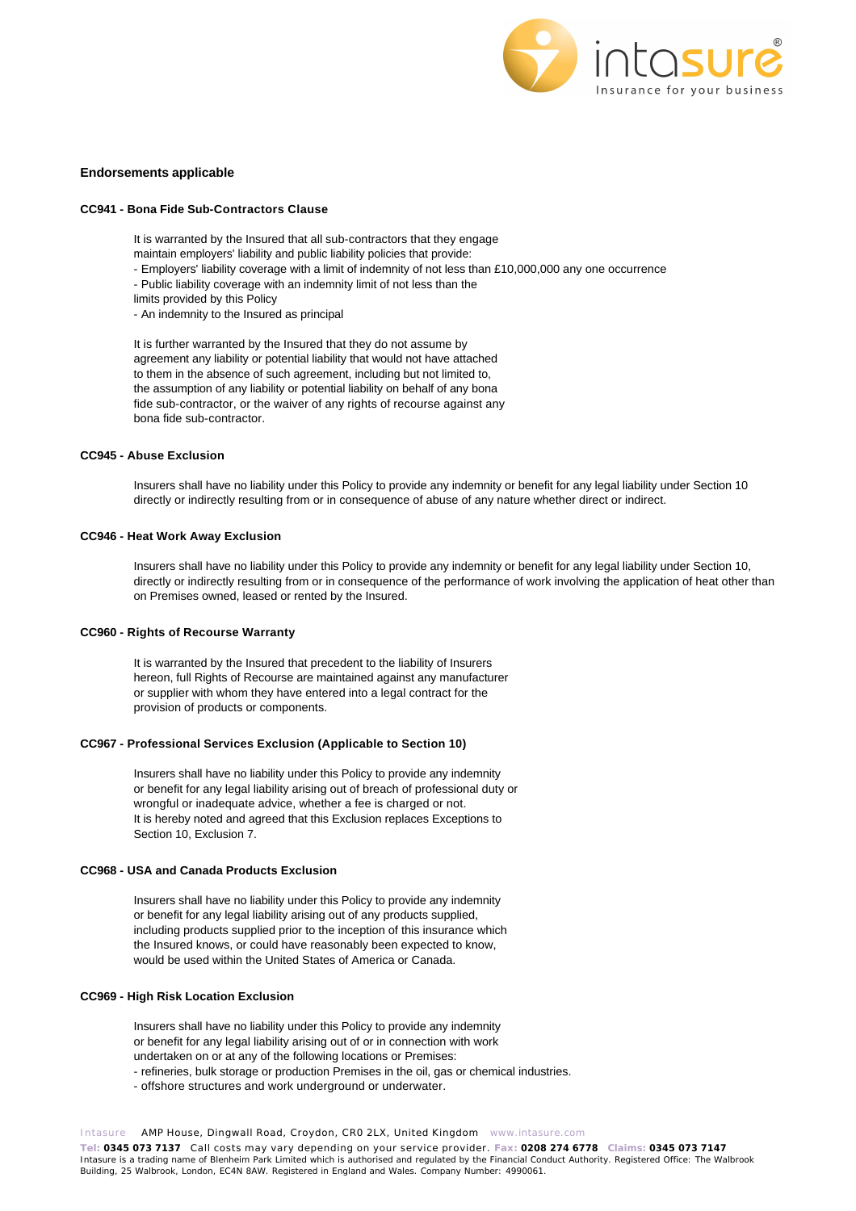## Endorsements applicable

### CC941 - Bona Fide Sub-Contractors Clause

It is warranted by the Insured that all sub-contractors that they engage maintain employers' liability and public liability policies that provide:
- Employers' liability coverage with a limit of indemnity of not less than £10,000,000 any one occurrence
- Public liability coverage with an indemnity limit of not less than the limits provided by this Policy
- An indemnity to the Insured as principal

It is further warranted by the Insured that they do not assume by agreement any liability or potential liability that would not have attached to them in the absence of such agreement, including but not limited to, the assumption of any liability or potential liability on behalf of any bona fide sub-contractor, or the waiver of any rights of recourse against any bona fide sub-contractor.

### CC945 - Abuse Exclusion

Insurers shall have no liability under this Policy to provide any indemnity or benefit for any legal liability under Section 10 directly or indirectly resulting from or in consequence of abuse of any nature whether direct or indirect.

### CC946 - Heat Work Away Exclusion

Insurers shall have no liability under this Policy to provide any indemnity or benefit for any legal liability under Section 10, directly or indirectly resulting from or in consequence of the performance of work involving the application of heat other than on Premises owned, leased or rented by the Insured.

### CC960 - Rights of Recourse Warranty

It is warranted by the Insured that precedent to the liability of Insurers hereon, full Rights of Recourse are maintained against any manufacturer or supplier with whom they have entered into a legal contract for the provision of products or components.

### CC967 - Professional Services Exclusion (Applicable to Section 10)

Insurers shall have no liability under this Policy to provide any indemnity or benefit for any legal liability arising out of breach of professional duty or wrongful or inadequate advice, whether a fee is charged or not.
It is hereby noted and agreed that this Exclusion replaces Exceptions to Section 10, Exclusion 7.

### CC968 - USA and Canada Products Exclusion

Insurers shall have no liability under this Policy to provide any indemnity or benefit for any legal liability arising out of any products supplied, including products supplied prior to the inception of this insurance which the Insured knows, or could have reasonably been expected to know, would be used within the United States of America or Canada.

### CC969 - High Risk Location Exclusion

Insurers shall have no liability under this Policy to provide any indemnity or benefit for any legal liability arising out of or in connection with work undertaken on or at any of the following locations or Premises:
- refineries, bulk storage or production Premises in the oil, gas or chemical industries.
- offshore structures and work underground or underwater.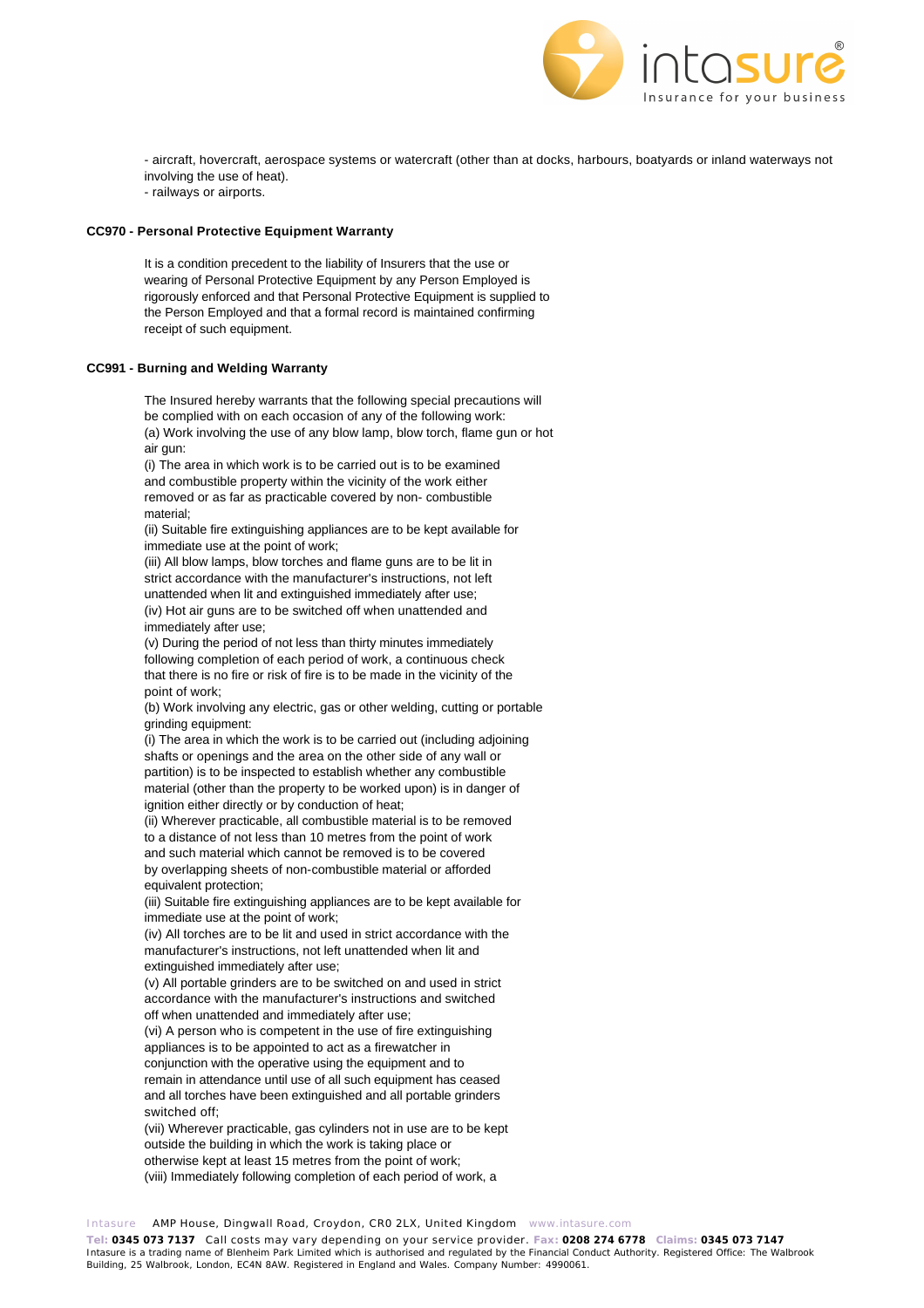- aircraft, hovercraft, aerospace systems or watercraft (other than at docks, harbours, boatyards or inland waterways not involving the use of heat).
- railways or airports.

**CC970 - Personal Protective Equipment Warranty**

It is a condition precedent to the liability of Insurers that the use or wearing of Personal Protective Equipment by any Person Employed is rigorously enforced and that Personal Protective Equipment is supplied to the Person Employed and that a formal record is maintained confirming receipt of such equipment.

**CC991 - Burning and Welding Warranty**

The Insured hereby warrants that the following special precautions will be complied with on each occasion of any of the following work:
(a) Work involving the use of any blow lamp, blow torch, flame gun or hot air gun:
(i) The area in which work is to be carried out is to be examined and combustible property within the vicinity of the work either removed or as far as practicable covered by non- combustible material;
(ii) Suitable fire extinguishing appliances are to be kept available for immediate use at the point of work;
(iii) All blow lamps, blow torches and flame guns are to be lit in strict accordance with the manufacturer's instructions, not left unattended when lit and extinguished immediately after use;
(iv) Hot air guns are to be switched off when unattended and immediately after use;
(v) During the period of not less than thirty minutes immediately following completion of each period of work, a continuous check that there is no fire or risk of fire is to be made in the vicinity of the point of work;
(b) Work involving any electric, gas or other welding, cutting or portable grinding equipment:
(i) The area in which the work is to be carried out (including adjoining shafts or openings and the area on the other side of any wall or partition) is to be inspected to establish whether any combustible material (other than the property to be worked upon) is in danger of ignition either directly or by conduction of heat;
(ii) Wherever practicable, all combustible material is to be removed to a distance of not less than 10 metres from the point of work and such material which cannot be removed is to be covered by overlapping sheets of non-combustible material or afforded equivalent protection;
(iii) Suitable fire extinguishing appliances are to be kept available for immediate use at the point of work;
(iv) All torches are to be lit and used in strict accordance with the manufacturer's instructions, not left unattended when lit and extinguished immediately after use;
(v) All portable grinders are to be switched on and used in strict accordance with the manufacturer's instructions and switched off when unattended and immediately after use;
(vi) A person who is competent in the use of fire extinguishing appliances is to be appointed to act as a firewatcher in conjunction with the operative using the equipment and to remain in attendance until use of all such equipment has ceased and all torches have been extinguished and all portable grinders switched off;
(vii) Wherever practicable, gas cylinders not in use are to be kept outside the building in which the work is taking place or otherwise kept at least 15 metres from the point of work;
(viii) Immediately following completion of each period of work, a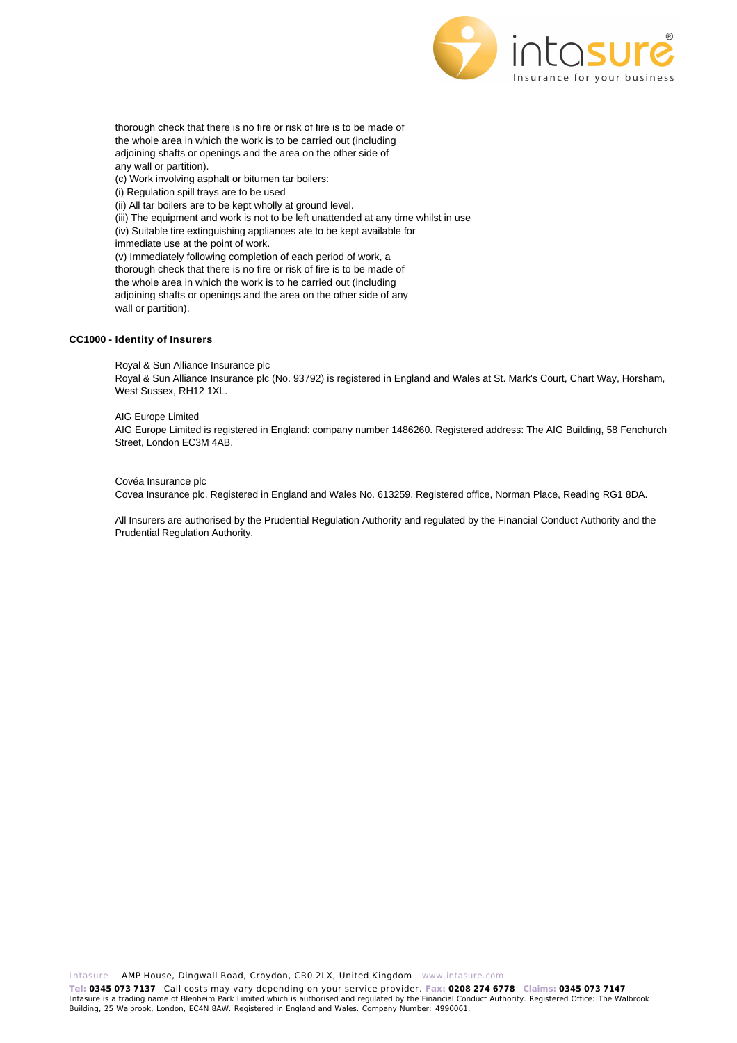thorough check that there is no fire or risk of fire is to be made of the whole area in which the work is to be carried out (including adjoining shafts or openings and the area on the other side of any wall or partition).

(c) Work involving asphalt or bitumen tar boilers:

(i) Regulation spill trays are to be used

(ii) All tar boilers are to be kept wholly at ground level.

(iii) The equipment and work is not to be left unattended at any time whilst in use

(iv) Suitable tire extinguishing appliances ate to be kept available for immediate use at the point of work.

(v) Immediately following completion of each period of work, a thorough check that there is no fire or risk of fire is to be made of the whole area in which the work is to he carried out (including adjoining shafts or openings and the area on the other side of any wall or partition).

**CC1000 - Identity of Insurers**

Royal & Sun Alliance Insurance plc

Royal & Sun Alliance Insurance plc (No. 93792) is registered in England and Wales at St. Mark's Court, Chart Way, Horsham, West Sussex, RH12 1XL.

AIG Europe Limited

AIG Europe Limited is registered in England: company number 1486260. Registered address: The AIG Building, 58 Fenchurch Street, London EC3M 4AB.

Covéa Insurance plc

Covea Insurance plc. Registered in England and Wales No. 613259. Registered office, Norman Place, Reading RG1 8DA.

All Insurers are authorised by the Prudential Regulation Authority and regulated by the Financial Conduct Authority and the Prudential Regulation Authority.